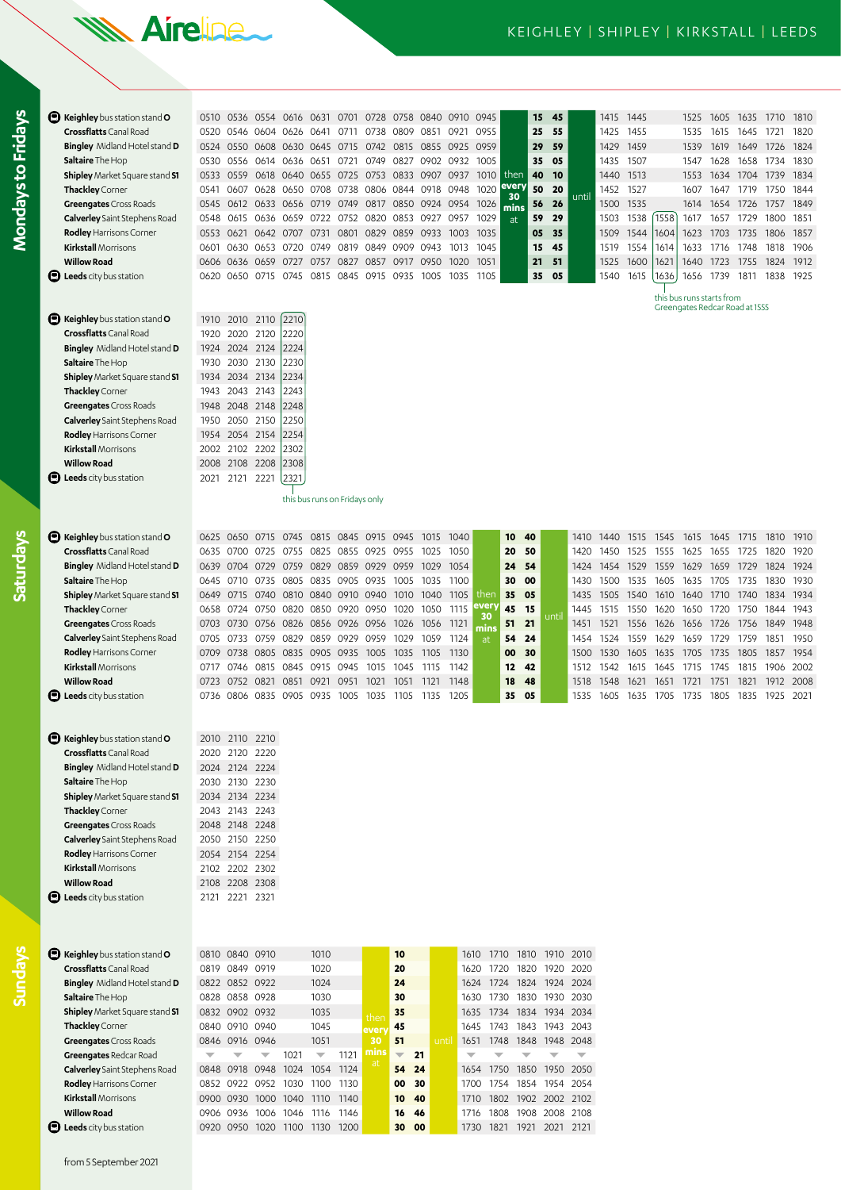# Aireline

## KEIGHLEY | SHIPLEY | KIRKSTALL | LEEDS

### Mondays to Fridays

| Stop | | | | | | | | | | | | | | | | | | | | | | | | |
|---|---|---|---|---|---|---|---|---|---|---|---|---|---|---|---|---|---|---|---|---|---|---|---|---|
| **Keighley** bus station stand **O** | 0510 | 0536 | 0554 | 0616 | 0631 | 0701 | 0728 | 0758 | 0840 | 0910 | 0945 | then | 15 | 45 | until | 1415 | 1445 | | 1525 | 1605 | 1635 | 1710 | 1810 |
| **Crossflatts** Canal Road | 0520 | 0546 | 0604 | 0626 | 0641 | 0711 | 0738 | 0809 | 0851 | 0921 | 0955 | every | 25 | 55 | | 1425 | 1455 | | 1535 | 1615 | 1645 | 1721 | 1820 |
| **Bingley** Midland Hotel stand **D** | 0524 | 0550 | 0608 | 0630 | 0645 | 0715 | 0742 | 0815 | 0855 | 0925 | 0959 | 30 | 29 | 59 | | 1429 | 1459 | | 1539 | 1619 | 1649 | 1726 | 1824 |
| **Saltaire** The Hop | 0530 | 0556 | 0614 | 0636 | 0651 | 0721 | 0749 | 0827 | 0902 | 0932 | 1005 | mins | 35 | 05 | | 1435 | 1507 | | 1547 | 1628 | 1658 | 1734 | 1830 |
| **Shipley** Market Square stand **S1** | 0533 | 0559 | 0618 | 0640 | 0655 | 0725 | 0753 | 0833 | 0907 | 0937 | 1010 | at | 40 | 10 | | 1440 | 1513 | | 1553 | 1634 | 1704 | 1739 | 1834 |
| **Thackley** Corner | 0541 | 0607 | 0628 | 0650 | 0708 | 0738 | 0806 | 0844 | 0918 | 0948 | 1020 | | 50 | 20 | | 1452 | 1527 | | 1607 | 1647 | 1719 | 1750 | 1844 |
| **Greengates** Cross Roads | 0545 | 0612 | 0633 | 0656 | 0719 | 0749 | 0817 | 0850 | 0924 | 0954 | 1026 | | 56 | 26 | | 1500 | 1535 | | 1614 | 1654 | 1726 | 1757 | 1849 |
| **Calverley** Saint Stephens Road | 0548 | 0615 | 0636 | 0659 | 0722 | 0752 | 0820 | 0853 | 0927 | 0957 | 1029 | | 59 | 29 | | 1503 | 1538 | 1558 | 1617 | 1657 | 1729 | 1800 | 1851 |
| **Rodley** Harrisons Corner | 0553 | 0621 | 0642 | 0707 | 0731 | 0801 | 0828 | 0859 | 0933 | 1003 | 1035 | | 05 | 35 | | 1509 | 1544 | 1604 | 1623 | 1703 | 1735 | 1806 | 1857 |
| **Kirkstall** Morrisons | 0601 | 0630 | 0653 | 0720 | 0749 | 0819 | 0849 | 0909 | 0943 | 1013 | 1045 | | 15 | 45 | | 1519 | 1554 | 1614 | 1633 | 1716 | 1748 | 1818 | 1906 |
| **Willow Road** | 0606 | 0636 | 0659 | 0727 | 0757 | 0827 | 0857 | 0917 | 0950 | 1020 | 1051 | | 21 | 51 | | 1525 | 1600 | 1621 | 1640 | 1723 | 1755 | 1824 | 1912 |
| **Leeds** city bus station | 0620 | 0650 | 0715 | 0745 | 0815 | 0845 | 0915 | 0935 | 1005 | 1035 | 1105 | | 35 | 05 | | 1540 | 1615 | 1636 | 1656 | 1739 | 1811 | 1838 | 1925 |

1558: this bus runs starts from Greengates Redcar Road at 1555

| Stop | | | | |
|---|---|---|---|---|
| **Keighley** bus station stand **O** | 1910 | 2010 | 2110 | 2210 |
| **Crossflatts** Canal Road | 1920 | 2020 | 2120 | 2220 |
| **Bingley** Midland Hotel stand **D** | 1924 | 2024 | 2124 | 2224 |
| **Saltaire** The Hop | 1930 | 2030 | 2130 | 2230 |
| **Shipley** Market Square stand **S1** | 1934 | 2034 | 2134 | 2234 |
| **Thackley** Corner | 1943 | 2043 | 2143 | 2243 |
| **Greengates** Cross Roads | 1948 | 2048 | 2148 | 2248 |
| **Calverley** Saint Stephens Road | 1950 | 2050 | 2150 | 2250 |
| **Rodley** Harrisons Corner | 1954 | 2054 | 2154 | 2254 |
| **Kirkstall** Morrisons | 2002 | 2102 | 2202 | 2302 |
| **Willow Road** | 2008 | 2108 | 2208 | 2308 |
| **Leeds** city bus station | 2021 | 2121 | 2221 | 2321 |

2210: this bus runs on Fridays only

### Saturdays

| Stop | | | | | | | | | | | | | | | | | | | | | | | | | |
|---|---|---|---|---|---|---|---|---|---|---|---|---|---|---|---|---|---|---|---|---|---|---|---|---|---|
| **Keighley** bus station stand **O** | 0625 | 0650 | 0715 | 0745 | 0815 | 0845 | 0915 | 0945 | 1015 | 1040 | then | 10 | 40 | until | 1410 | 1440 | 1515 | 1545 | 1615 | 1645 | 1715 | 1810 | 1910 |
| **Crossflatts** Canal Road | 0635 | 0700 | 0725 | 0755 | 0825 | 0855 | 0925 | 0955 | 1025 | 1050 | every | 20 | 50 | | 1420 | 1450 | 1525 | 1555 | 1625 | 1655 | 1725 | 1820 | 1920 |
| **Bingley** Midland Hotel stand **D** | 0639 | 0704 | 0729 | 0759 | 0829 | 0859 | 0929 | 0959 | 1029 | 1054 | 30 | 24 | 54 | | 1424 | 1454 | 1529 | 1559 | 1629 | 1659 | 1729 | 1824 | 1924 |
| **Saltaire** The Hop | 0645 | 0710 | 0735 | 0805 | 0835 | 0905 | 0935 | 1005 | 1035 | 1100 | mins | 30 | 00 | | 1430 | 1500 | 1535 | 1605 | 1635 | 1705 | 1735 | 1830 | 1930 |
| **Shipley** Market Square stand **S1** | 0649 | 0715 | 0740 | 0810 | 0840 | 0910 | 0940 | 1010 | 1040 | 1105 | at | 35 | 05 | | 1435 | 1505 | 1540 | 1610 | 1640 | 1710 | 1740 | 1834 | 1934 |
| **Thackley** Corner | 0658 | 0724 | 0750 | 0820 | 0850 | 0920 | 0950 | 1020 | 1050 | 1115 | | 45 | 15 | | 1445 | 1515 | 1550 | 1620 | 1650 | 1720 | 1750 | 1844 | 1943 |
| **Greengates** Cross Roads | 0703 | 0730 | 0756 | 0826 | 0856 | 0926 | 0956 | 1026 | 1056 | 1121 | | 51 | 21 | | 1451 | 1521 | 1556 | 1626 | 1656 | 1726 | 1756 | 1849 | 1948 |
| **Calverley** Saint Stephens Road | 0705 | 0733 | 0759 | 0829 | 0859 | 0929 | 0959 | 1029 | 1059 | 1124 | | 54 | 24 | | 1454 | 1524 | 1559 | 1629 | 1659 | 1729 | 1759 | 1851 | 1950 |
| **Rodley** Harrisons Corner | 0709 | 0738 | 0805 | 0835 | 0905 | 0935 | 1005 | 1035 | 1105 | 1130 | | 00 | 30 | | 1500 | 1530 | 1605 | 1635 | 1705 | 1735 | 1805 | 1857 | 1954 |
| **Kirkstall** Morrisons | 0717 | 0746 | 0815 | 0845 | 0915 | 0945 | 1015 | 1045 | 1115 | 1142 | | 12 | 42 | | 1512 | 1542 | 1615 | 1645 | 1715 | 1745 | 1815 | 1906 | 2002 |
| **Willow Road** | 0723 | 0752 | 0821 | 0851 | 0921 | 0951 | 1021 | 1051 | 1121 | 1148 | | 18 | 48 | | 1518 | 1548 | 1621 | 1651 | 1721 | 1751 | 1821 | 1912 | 2008 |
| **Leeds** city bus station | 0736 | 0806 | 0835 | 0905 | 0935 | 1005 | 1035 | 1105 | 1135 | 1205 | | 35 | 05 | | 1535 | 1605 | 1635 | 1705 | 1735 | 1805 | 1835 | 1925 | 2021 |

| Stop | | | |
|---|---|---|---|
| **Keighley** bus station stand **O** | 2010 | 2110 | 2210 |
| **Crossflatts** Canal Road | 2020 | 2120 | 2220 |
| **Bingley** Midland Hotel stand **D** | 2024 | 2124 | 2224 |
| **Saltaire** The Hop | 2030 | 2130 | 2230 |
| **Shipley** Market Square stand **S1** | 2034 | 2134 | 2234 |
| **Thackley** Corner | 2043 | 2143 | 2243 |
| **Greengates** Cross Roads | 2048 | 2148 | 2248 |
| **Calverley** Saint Stephens Road | 2050 | 2150 | 2250 |
| **Rodley** Harrisons Corner | 2054 | 2154 | 2254 |
| **Kirkstall** Morrisons | 2102 | 2202 | 2302 |
| **Willow Road** | 2108 | 2208 | 2308 |
| **Leeds** city bus station | 2121 | 2221 | 2321 |

### Sundays

| Stop | | | | | | | | | | | | | | | | |
|---|---|---|---|---|---|---|---|---|---|---|---|---|---|---|---|---|
| **Keighley** bus station stand **O** | 0810 | 0840 | 0910 | | 1010 | | then | 10 | | until | 1610 | 1710 | 1810 | 1910 | 2010 |
| **Crossflatts** Canal Road | 0819 | 0849 | 0919 | | 1020 | | every | 20 | | | 1620 | 1720 | 1820 | 1920 | 2020 |
| **Bingley** Midland Hotel stand **D** | 0822 | 0852 | 0922 | | 1024 | | 30 | 24 | | | 1624 | 1724 | 1824 | 1924 | 2024 |
| **Saltaire** The Hop | 0828 | 0858 | 0928 | | 1030 | | mins | 30 | | | 1630 | 1730 | 1830 | 1930 | 2030 |
| **Shipley** Market Square stand **S1** | 0832 | 0902 | 0932 | | 1035 | | at | 35 | | | 1635 | 1734 | 1834 | 1934 | 2034 |
| **Thackley** Corner | 0840 | 0910 | 0940 | | 1045 | | | 45 | | | 1645 | 1743 | 1843 | 1943 | 2043 |
| **Greengates** Cross Roads | 0846 | 0916 | 0946 | | 1051 | | | 51 | | | 1651 | 1748 | 1848 | 1948 | 2048 |
| **Greengates** Redcar Road | ▼ | ▼ | ▼ | 1021 | ▼ | 1121 | | ▼ | 21 | | ▼ | ▼ | ▼ | ▼ | ▼ |
| **Calverley** Saint Stephens Road | 0848 | 0918 | 0948 | 1024 | 1054 | 1124 | | 54 | 24 | | 1654 | 1750 | 1850 | 1950 | 2050 |
| **Rodley** Harrisons Corner | 0852 | 0922 | 0952 | 1030 | 1100 | 1130 | | 00 | 30 | | 1700 | 1754 | 1854 | 1954 | 2054 |
| **Kirkstall** Morrisons | 0900 | 0930 | 1000 | 1040 | 1110 | 1140 | | 10 | 40 | | 1710 | 1802 | 1902 | 2002 | 2102 |
| **Willow Road** | 0906 | 0936 | 1006 | 1046 | 1116 | 1146 | | 16 | 46 | | 1716 | 1808 | 1908 | 2008 | 2108 |
| **Leeds** city bus station | 0920 | 0950 | 1020 | 1100 | 1130 | 1200 | | 30 | 00 | | 1730 | 1821 | 1921 | 2021 | 2121 |

from 5 September 2021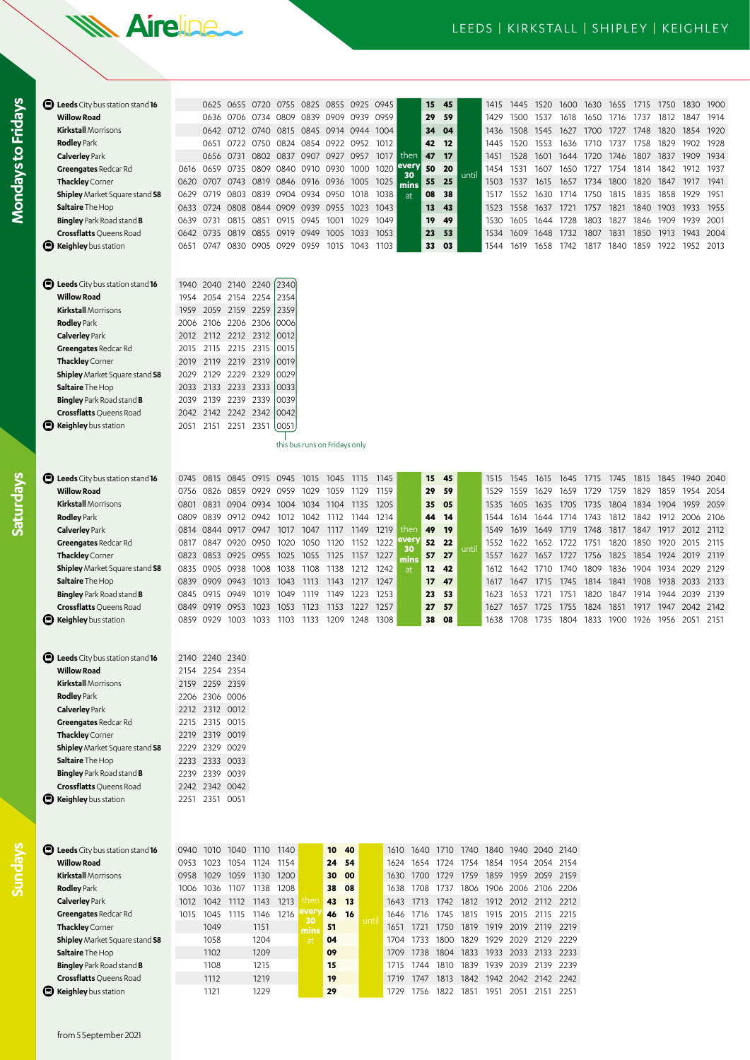# Aireline

LEEDS | KIRKSTALL | SHIPLEY | KEIGHLEY

## Mondays to Fridays

| Stop | | | | | | | | | | | | | | | | | | | | | | | | | |
|---|---|---|---|---|---|---|---|---|---|---|---|---|---|---|---|---|---|---|---|---|---|---|---|---|---|
| **Leeds** City bus station stand **16** | | 0625 | 0655 | 0720 | 0755 | 0825 | 0855 | 0925 | 0945 | then every 30 mins at | 15 | 45 | until | 1415 | 1445 | 1520 | 1600 | 1630 | 1655 | 1715 | 1750 | 1830 | 1900 |
| **Willow Road** | | 0636 | 0706 | 0734 | 0809 | 0839 | 0909 | 0939 | 0959 | | 29 | 59 | | 1429 | 1500 | 1537 | 1618 | 1650 | 1716 | 1737 | 1812 | 1847 | 1914 |
| **Kirkstall** Morrisons | | 0642 | 0712 | 0740 | 0815 | 0845 | 0914 | 0944 | 1004 | | 34 | 04 | | 1436 | 1508 | 1545 | 1627 | 1700 | 1727 | 1748 | 1820 | 1854 | 1920 |
| **Rodley** Park | | 0651 | 0722 | 0750 | 0824 | 0854 | 0922 | 0952 | 1012 | | 42 | 12 | | 1445 | 1520 | 1553 | 1636 | 1710 | 1737 | 1758 | 1829 | 1902 | 1928 |
| **Calverley** Park | | 0656 | 0731 | 0802 | 0837 | 0907 | 0927 | 0957 | 1017 | | 47 | 17 | | 1451 | 1528 | 1601 | 1644 | 1720 | 1746 | 1807 | 1837 | 1909 | 1934 |
| **Greengates** Redcar Rd | 0616 | 0659 | 0735 | 0809 | 0840 | 0910 | 0930 | 1000 | 1020 | | 50 | 20 | | 1454 | 1531 | 1607 | 1650 | 1727 | 1754 | 1814 | 1842 | 1912 | 1937 |
| **Thackley** Corner | 0620 | 0707 | 0743 | 0819 | 0846 | 0916 | 0936 | 1005 | 1025 | | 55 | 25 | | 1503 | 1537 | 1615 | 1657 | 1734 | 1800 | 1820 | 1847 | 1917 | 1941 |
| **Shipley** Market Square stand **S8** | 0629 | 0719 | 0803 | 0839 | 0904 | 0934 | 0950 | 1018 | 1038 | | 08 | 38 | | 1517 | 1552 | 1630 | 1714 | 1750 | 1815 | 1835 | 1858 | 1929 | 1951 |
| **Saltaire** The Hop | 0633 | 0724 | 0808 | 0844 | 0909 | 0939 | 0955 | 1023 | 1043 | | 13 | 43 | | 1523 | 1558 | 1637 | 1721 | 1757 | 1821 | 1840 | 1903 | 1933 | 1955 |
| **Bingley** Park Road stand **B** | 0639 | 0731 | 0815 | 0851 | 0915 | 0945 | 1001 | 1029 | 1049 | | 19 | 49 | | 1530 | 1605 | 1644 | 1728 | 1803 | 1827 | 1846 | 1909 | 1939 | 2001 |
| **Crossflatts** Queens Road | 0642 | 0735 | 0819 | 0855 | 0919 | 0949 | 1005 | 1033 | 1053 | | 23 | 53 | | 1534 | 1609 | 1648 | 1732 | 1807 | 1831 | 1850 | 1913 | 1943 | 2004 |
| **Keighley** bus station | 0651 | 0747 | 0830 | 0905 | 0929 | 0959 | 1015 | 1043 | 1103 | | 33 | 03 | | 1544 | 1619 | 1658 | 1742 | 1817 | 1840 | 1859 | 1922 | 1952 | 2013 |

| Stop | | | | | |
|---|---|---|---|---|---|
| **Leeds** City bus station stand **16** | 1940 | 2040 | 2140 | 2240 | 2340 |
| **Willow Road** | 1954 | 2054 | 2154 | 2254 | 2354 |
| **Kirkstall** Morrisons | 1959 | 2059 | 2159 | 2259 | 2359 |
| **Rodley** Park | 2006 | 2106 | 2206 | 2306 | 0006 |
| **Calverley** Park | 2012 | 2112 | 2212 | 2312 | 0012 |
| **Greengates** Redcar Rd | 2015 | 2115 | 2215 | 2315 | 0015 |
| **Thackley** Corner | 2019 | 2119 | 2219 | 2319 | 0019 |
| **Shipley** Market Square stand **S8** | 2029 | 2129 | 2229 | 2329 | 0029 |
| **Saltaire** The Hop | 2033 | 2133 | 2233 | 2333 | 0033 |
| **Bingley** Park Road stand **B** | 2039 | 2139 | 2239 | 2339 | 0039 |
| **Crossflatts** Queens Road | 2042 | 2142 | 2242 | 2342 | 0042 |
| **Keighley** bus station | 2051 | 2151 | 2251 | 2351 | 0051 |

this bus runs on Fridays only (2340 departure)

## Saturdays

| Stop | | | | | | | | | | | | | | | | | | | | | | | | | |
|---|---|---|---|---|---|---|---|---|---|---|---|---|---|---|---|---|---|---|---|---|---|---|---|---|---|
| **Leeds** City bus station stand **16** | 0745 | 0815 | 0845 | 0915 | 0945 | 1015 | 1045 | 1115 | 1145 | then every 30 mins at | 15 | 45 | until | 1515 | 1545 | 1615 | 1645 | 1715 | 1745 | 1815 | 1845 | 1940 | 2040 |
| **Willow Road** | 0756 | 0826 | 0859 | 0929 | 0959 | 1029 | 1059 | 1129 | 1159 | | 29 | 59 | | 1529 | 1559 | 1629 | 1659 | 1729 | 1759 | 1829 | 1859 | 1954 | 2054 |
| **Kirkstall** Morrisons | 0801 | 0831 | 0904 | 0934 | 1004 | 1034 | 1104 | 1135 | 1205 | | 35 | 05 | | 1535 | 1605 | 1635 | 1705 | 1735 | 1804 | 1834 | 1904 | 1959 | 2059 |
| **Rodley** Park | 0809 | 0839 | 0912 | 0942 | 1012 | 1042 | 1112 | 1144 | 1214 | | 44 | 14 | | 1544 | 1614 | 1644 | 1714 | 1743 | 1812 | 1842 | 1912 | 2006 | 2106 |
| **Calverley** Park | 0814 | 0844 | 0917 | 0947 | 1017 | 1047 | 1117 | 1149 | 1219 | | 49 | 19 | | 1549 | 1619 | 1649 | 1719 | 1748 | 1817 | 1847 | 1917 | 2012 | 2112 |
| **Greengates** Redcar Rd | 0817 | 0847 | 0920 | 0950 | 1020 | 1050 | 1120 | 1152 | 1222 | | 52 | 22 | | 1552 | 1622 | 1652 | 1722 | 1751 | 1820 | 1850 | 1920 | 2015 | 2115 |
| **Thackley** Corner | 0823 | 0853 | 0925 | 0955 | 1025 | 1055 | 1125 | 1157 | 1227 | | 57 | 27 | | 1557 | 1627 | 1657 | 1727 | 1756 | 1825 | 1854 | 1924 | 2019 | 2119 |
| **Shipley** Market Square stand **S8** | 0835 | 0905 | 0938 | 1008 | 1038 | 1108 | 1138 | 1212 | 1242 | | 12 | 42 | | 1612 | 1642 | 1710 | 1740 | 1809 | 1836 | 1904 | 1934 | 2029 | 2129 |
| **Saltaire** The Hop | 0839 | 0909 | 0943 | 1013 | 1043 | 1113 | 1143 | 1217 | 1247 | | 17 | 47 | | 1617 | 1647 | 1715 | 1745 | 1814 | 1841 | 1908 | 1938 | 2033 | 2133 |
| **Bingley** Park Road stand **B** | 0845 | 0915 | 0949 | 1019 | 1049 | 1119 | 1149 | 1223 | 1253 | | 23 | 53 | | 1623 | 1653 | 1721 | 1751 | 1820 | 1847 | 1914 | 1944 | 2039 | 2139 |
| **Crossflatts** Queens Road | 0849 | 0919 | 0953 | 1023 | 1053 | 1123 | 1153 | 1227 | 1257 | | 27 | 57 | | 1627 | 1657 | 1725 | 1755 | 1824 | 1851 | 1917 | 1947 | 2042 | 2142 |
| **Keighley** bus station | 0859 | 0929 | 1003 | 1033 | 1103 | 1133 | 1209 | 1248 | 1308 | | 38 | 08 | | 1638 | 1708 | 1735 | 1804 | 1833 | 1900 | 1926 | 1956 | 2051 | 2151 |

| Stop | | | |
|---|---|---|---|
| **Leeds** City bus station stand **16** | 2140 | 2240 | 2340 |
| **Willow Road** | 2154 | 2254 | 2354 |
| **Kirkstall** Morrisons | 2159 | 2259 | 2359 |
| **Rodley** Park | 2206 | 2306 | 0006 |
| **Calverley** Park | 2212 | 2312 | 0012 |
| **Greengates** Redcar Rd | 2215 | 2315 | 0015 |
| **Thackley** Corner | 2219 | 2319 | 0019 |
| **Shipley** Market Square stand **S8** | 2229 | 2329 | 0029 |
| **Saltaire** The Hop | 2233 | 2333 | 0033 |
| **Bingley** Park Road stand **B** | 2239 | 2339 | 0039 |
| **Crossflatts** Queens Road | 2242 | 2342 | 0042 |
| **Keighley** bus station | 2251 | 2351 | 0051 |

## Sundays

| Stop | | | | | | | | | | | | | | | | | | |
|---|---|---|---|---|---|---|---|---|---|---|---|---|---|---|---|---|---|---|
| **Leeds** City bus station stand **16** | 0940 | 1010 | 1040 | 1110 | 1140 | then every 30 mins at | 10 | 40 | until | 1610 | 1640 | 1710 | 1740 | 1840 | 1940 | 2040 | 2140 |
| **Willow Road** | 0953 | 1023 | 1054 | 1124 | 1154 | | 24 | 54 | | 1624 | 1654 | 1724 | 1754 | 1854 | 1954 | 2054 | 2154 |
| **Kirkstall** Morrisons | 0958 | 1029 | 1059 | 1130 | 1200 | | 30 | 00 | | 1630 | 1700 | 1729 | 1759 | 1859 | 1959 | 2059 | 2159 |
| **Rodley** Park | 1006 | 1036 | 1107 | 1138 | 1208 | | 38 | 08 | | 1638 | 1708 | 1737 | 1806 | 1906 | 2006 | 2106 | 2206 |
| **Calverley** Park | 1012 | 1042 | 1112 | 1143 | 1213 | | 43 | 13 | | 1643 | 1713 | 1742 | 1812 | 1912 | 2012 | 2112 | 2212 |
| **Greengates** Redcar Rd | 1015 | 1045 | 1115 | 1146 | 1216 | | 46 | 16 | | 1646 | 1716 | 1745 | 1815 | 1915 | 2015 | 2115 | 2215 |
| **Thackley** Corner | | 1049 | | 1151 | | | 51 | | | 1651 | 1721 | 1750 | 1819 | 1919 | 2019 | 2119 | 2219 |
| **Shipley** Market Square stand **S8** | | 1058 | | 1204 | | | 04 | | | 1704 | 1733 | 1800 | 1829 | 1929 | 2029 | 2129 | 2229 |
| **Saltaire** The Hop | | 1102 | | 1209 | | | 09 | | | 1709 | 1738 | 1804 | 1833 | 1933 | 2033 | 2133 | 2233 |
| **Bingley** Park Road stand **B** | | 1108 | | 1215 | | | 15 | | | 1715 | 1744 | 1810 | 1839 | 1939 | 2039 | 2139 | 2239 |
| **Crossflatts** Queens Road | | 1112 | | 1219 | | | 19 | | | 1719 | 1747 | 1813 | 1842 | 1942 | 2042 | 2142 | 2242 |
| **Keighley** bus station | | 1121 | | 1229 | | | 29 | | | 1729 | 1756 | 1822 | 1851 | 1951 | 2051 | 2151 | 2251 |

from 5 September 2021